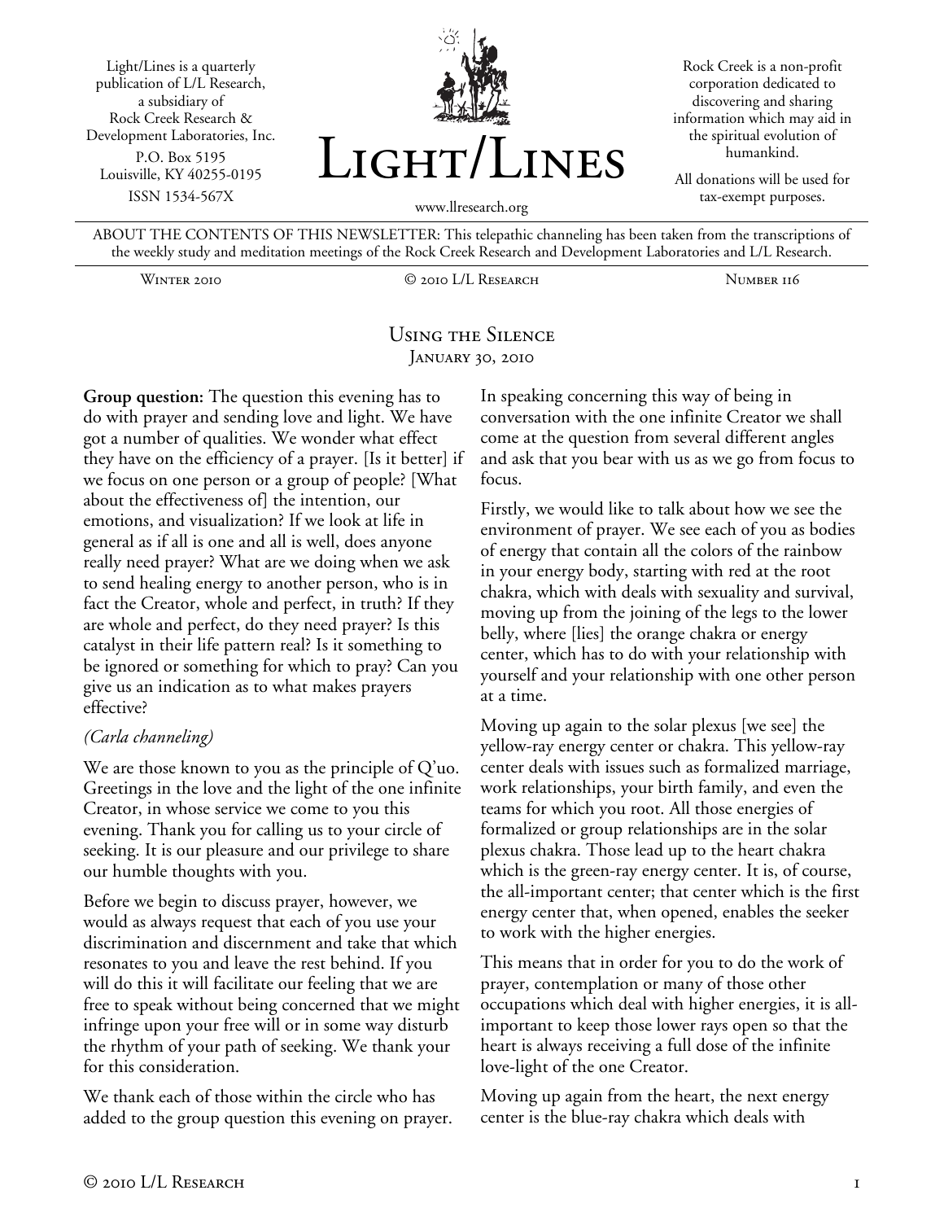Light/Lines is a quarterly publication of L/L Research, a subsidiary of Rock Creek Research & Development Laboratories, Inc.
P.O. Box 5195
Louisville, KY 40255-0195
ISSN 1534-567X

# Light/Lines

www.llresearch.org

Rock Creek is a non-profit corporation dedicated to discovering and sharing information which may aid in the spiritual evolution of humankind.

All donations will be used for tax-exempt purposes.

ABOUT THE CONTENTS OF THIS NEWSLETTER: This telepathic channeling has been taken from the transcriptions of the weekly study and meditation meetings of the Rock Creek Research and Development Laboratories and L/L Research.

Winter 2010 | © 2010 L/L Research | Number 116

## Using the Silence
### January 30, 2010

**Group question:** The question this evening has to do with prayer and sending love and light. We have got a number of qualities. We wonder what effect they have on the efficiency of a prayer. [Is it better] if we focus on one person or a group of people? [What about the effectiveness of] the intention, our emotions, and visualization? If we look at life in general as if all is one and all is well, does anyone really need prayer? What are we doing when we ask to send healing energy to another person, who is in fact the Creator, whole and perfect, in truth? If they are whole and perfect, do they need prayer? Is this catalyst in their life pattern real? Is it something to be ignored or something for which to pray? Can you give us an indication as to what makes prayers effective?

*(Carla channeling)*

We are those known to you as the principle of Q'uo. Greetings in the love and the light of the one infinite Creator, in whose service we come to you this evening. Thank you for calling us to your circle of seeking. It is our pleasure and our privilege to share our humble thoughts with you.

Before we begin to discuss prayer, however, we would as always request that each of you use your discrimination and discernment and take that which resonates to you and leave the rest behind. If you will do this it will facilitate our feeling that we are free to speak without being concerned that we might infringe upon your free will or in some way disturb the rhythm of your path of seeking. We thank your for this consideration.

We thank each of those within the circle who has added to the group question this evening on prayer. In speaking concerning this way of being in conversation with the one infinite Creator we shall come at the question from several different angles and ask that you bear with us as we go from focus to focus.

Firstly, we would like to talk about how we see the environment of prayer. We see each of you as bodies of energy that contain all the colors of the rainbow in your energy body, starting with red at the root chakra, which with deals with sexuality and survival, moving up from the joining of the legs to the lower belly, where [lies] the orange chakra or energy center, which has to do with your relationship with yourself and your relationship with one other person at a time.

Moving up again to the solar plexus [we see] the yellow-ray energy center or chakra. This yellow-ray center deals with issues such as formalized marriage, work relationships, your birth family, and even the teams for which you root. All those energies of formalized or group relationships are in the solar plexus chakra. Those lead up to the heart chakra which is the green-ray energy center. It is, of course, the all-important center; that center which is the first energy center that, when opened, enables the seeker to work with the higher energies.

This means that in order for you to do the work of prayer, contemplation or many of those other occupations which deal with higher energies, it is all-important to keep those lower rays open so that the heart is always receiving a full dose of the infinite love-light of the one Creator.

Moving up again from the heart, the next energy center is the blue-ray chakra which deals with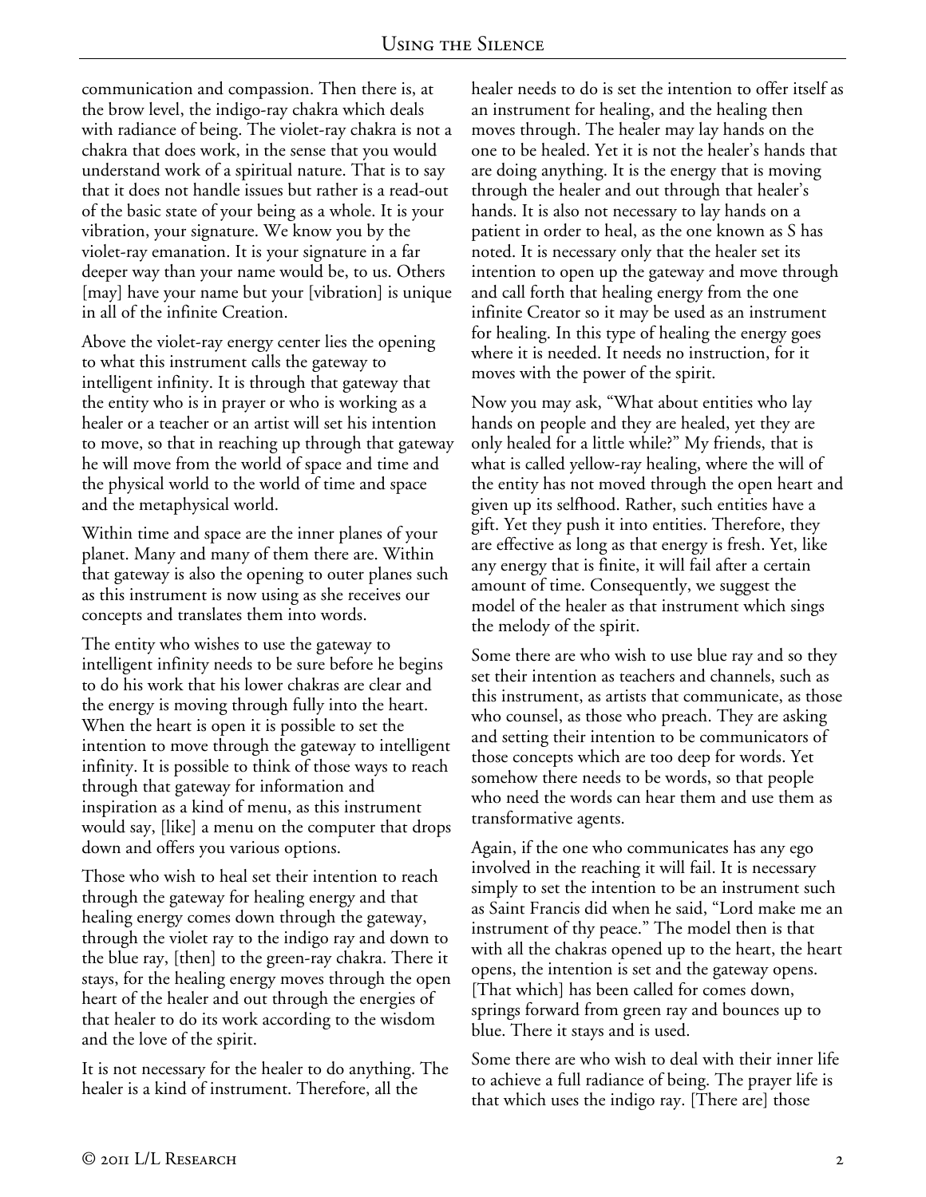communication and compassion. Then there is, at the brow level, the indigo-ray chakra which deals with radiance of being. The violet-ray chakra is not a chakra that does work, in the sense that you would understand work of a spiritual nature. That is to say that it does not handle issues but rather is a read-out of the basic state of your being as a whole. It is your vibration, your signature. We know you by the violet-ray emanation. It is your signature in a far deeper way than your name would be, to us. Others [may] have your name but your [vibration] is unique in all of the infinite Creation.

Above the violet-ray energy center lies the opening to what this instrument calls the gateway to intelligent infinity. It is through that gateway that the entity who is in prayer or who is working as a healer or a teacher or an artist will set his intention to move, so that in reaching up through that gateway he will move from the world of space and time and the physical world to the world of time and space and the metaphysical world.

Within time and space are the inner planes of your planet. Many and many of them there are. Within that gateway is also the opening to outer planes such as this instrument is now using as she receives our concepts and translates them into words.

The entity who wishes to use the gateway to intelligent infinity needs to be sure before he begins to do his work that his lower chakras are clear and the energy is moving through fully into the heart. When the heart is open it is possible to set the intention to move through the gateway to intelligent infinity. It is possible to think of those ways to reach through that gateway for information and inspiration as a kind of menu, as this instrument would say, [like] a menu on the computer that drops down and offers you various options.

Those who wish to heal set their intention to reach through the gateway for healing energy and that healing energy comes down through the gateway, through the violet ray to the indigo ray and down to the blue ray, [then] to the green-ray chakra. There it stays, for the healing energy moves through the open heart of the healer and out through the energies of that healer to do its work according to the wisdom and the love of the spirit.

It is not necessary for the healer to do anything. The healer is a kind of instrument. Therefore, all the healer needs to do is set the intention to offer itself as an instrument for healing, and the healing then moves through. The healer may lay hands on the one to be healed. Yet it is not the healer's hands that are doing anything. It is the energy that is moving through the healer and out through that healer's hands. It is also not necessary to lay hands on a patient in order to heal, as the one known as S has noted. It is necessary only that the healer set its intention to open up the gateway and move through and call forth that healing energy from the one infinite Creator so it may be used as an instrument for healing. In this type of healing the energy goes where it is needed. It needs no instruction, for it moves with the power of the spirit.

Now you may ask, "What about entities who lay hands on people and they are healed, yet they are only healed for a little while?" My friends, that is what is called yellow-ray healing, where the will of the entity has not moved through the open heart and given up its selfhood. Rather, such entities have a gift. Yet they push it into entities. Therefore, they are effective as long as that energy is fresh. Yet, like any energy that is finite, it will fail after a certain amount of time. Consequently, we suggest the model of the healer as that instrument which sings the melody of the spirit.

Some there are who wish to use blue ray and so they set their intention as teachers and channels, such as this instrument, as artists that communicate, as those who counsel, as those who preach. They are asking and setting their intention to be communicators of those concepts which are too deep for words. Yet somehow there needs to be words, so that people who need the words can hear them and use them as transformative agents.

Again, if the one who communicates has any ego involved in the reaching it will fail. It is necessary simply to set the intention to be an instrument such as Saint Francis did when he said, "Lord make me an instrument of thy peace." The model then is that with all the chakras opened up to the heart, the heart opens, the intention is set and the gateway opens. [That which] has been called for comes down, springs forward from green ray and bounces up to blue. There it stays and is used.

Some there are who wish to deal with their inner life to achieve a full radiance of being. The prayer life is that which uses the indigo ray. [There are] those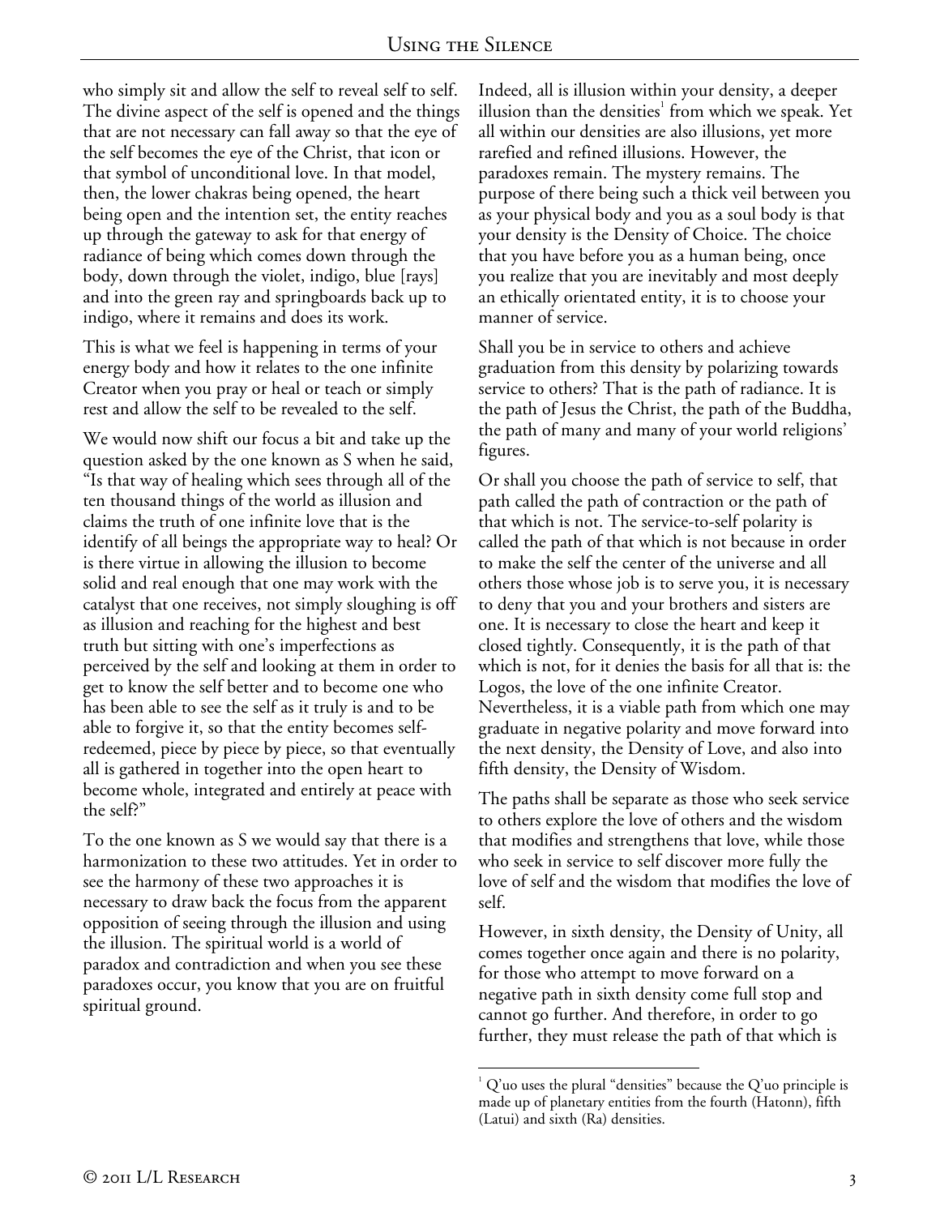who simply sit and allow the self to reveal self to self. The divine aspect of the self is opened and the things that are not necessary can fall away so that the eye of the self becomes the eye of the Christ, that icon or that symbol of unconditional love. In that model, then, the lower chakras being opened, the heart being open and the intention set, the entity reaches up through the gateway to ask for that energy of radiance of being which comes down through the body, down through the violet, indigo, blue [rays] and into the green ray and springboards back up to indigo, where it remains and does its work.

This is what we feel is happening in terms of your energy body and how it relates to the one infinite Creator when you pray or heal or teach or simply rest and allow the self to be revealed to the self.

We would now shift our focus a bit and take up the question asked by the one known as S when he said, "Is that way of healing which sees through all of the ten thousand things of the world as illusion and claims the truth of one infinite love that is the identify of all beings the appropriate way to heal? Or is there virtue in allowing the illusion to become solid and real enough that one may work with the catalyst that one receives, not simply sloughing is off as illusion and reaching for the highest and best truth but sitting with one's imperfections as perceived by the self and looking at them in order to get to know the self better and to become one who has been able to see the self as it truly is and to be able to forgive it, so that the entity becomes self-redeemed, piece by piece by piece, so that eventually all is gathered in together into the open heart to become whole, integrated and entirely at peace with the self?"

To the one known as S we would say that there is a harmonization to these two attitudes. Yet in order to see the harmony of these two approaches it is necessary to draw back the focus from the apparent opposition of seeing through the illusion and using the illusion. The spiritual world is a world of paradox and contradiction and when you see these paradoxes occur, you know that you are on fruitful spiritual ground.

Indeed, all is illusion within your density, a deeper illusion than the densities[1] from which we speak. Yet all within our densities are also illusions, yet more rarefied and refined illusions. However, the paradoxes remain. The mystery remains. The purpose of there being such a thick veil between you as your physical body and you as a soul body is that your density is the Density of Choice. The choice that you have before you as a human being, once you realize that you are inevitably and most deeply an ethically orientated entity, it is to choose your manner of service.

Shall you be in service to others and achieve graduation from this density by polarizing towards service to others? That is the path of radiance. It is the path of Jesus the Christ, the path of the Buddha, the path of many and many of your world religions' figures.

Or shall you choose the path of service to self, that path called the path of contraction or the path of that which is not. The service-to-self polarity is called the path of that which is not because in order to make the self the center of the universe and all others those whose job is to serve you, it is necessary to deny that you and your brothers and sisters are one. It is necessary to close the heart and keep it closed tightly. Consequently, it is the path of that which is not, for it denies the basis for all that is: the Logos, the love of the one infinite Creator. Nevertheless, it is a viable path from which one may graduate in negative polarity and move forward into the next density, the Density of Love, and also into fifth density, the Density of Wisdom.

The paths shall be separate as those who seek service to others explore the love of others and the wisdom that modifies and strengthens that love, while those who seek in service to self discover more fully the love of self and the wisdom that modifies the love of self.

However, in sixth density, the Density of Unity, all comes together once again and there is no polarity, for those who attempt to move forward on a negative path in sixth density come full stop and cannot go further. And therefore, in order to go further, they must release the path of that which is

[1] Q'uo uses the plural "densities" because the Q'uo principle is made up of planetary entities from the fourth (Hatonn), fifth (Latui) and sixth (Ra) densities.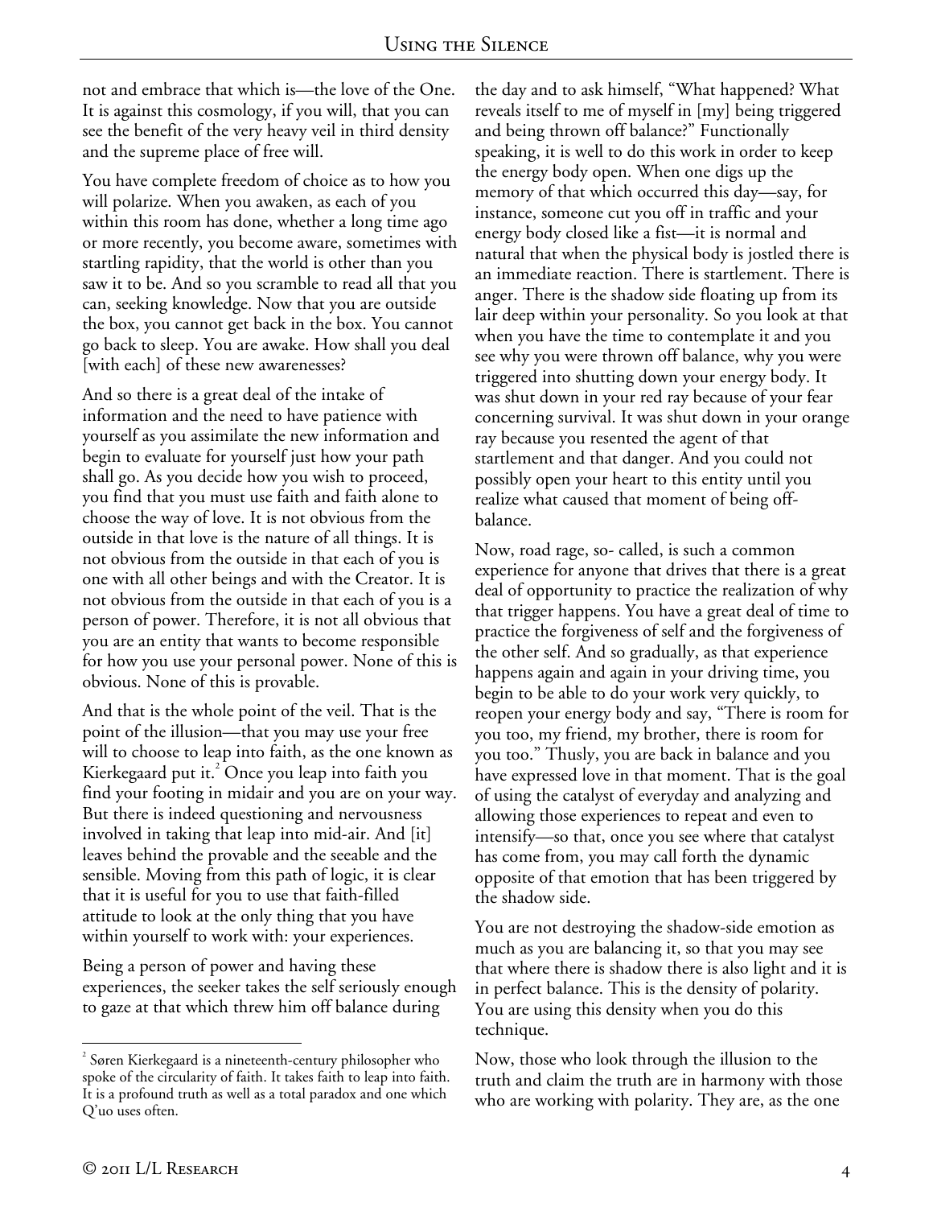not and embrace that which is—the love of the One. It is against this cosmology, if you will, that you can see the benefit of the very heavy veil in third density and the supreme place of free will.

You have complete freedom of choice as to how you will polarize. When you awaken, as each of you within this room has done, whether a long time ago or more recently, you become aware, sometimes with startling rapidity, that the world is other than you saw it to be. And so you scramble to read all that you can, seeking knowledge. Now that you are outside the box, you cannot get back in the box. You cannot go back to sleep. You are awake. How shall you deal [with each] of these new awarenesses?

And so there is a great deal of the intake of information and the need to have patience with yourself as you assimilate the new information and begin to evaluate for yourself just how your path shall go. As you decide how you wish to proceed, you find that you must use faith and faith alone to choose the way of love. It is not obvious from the outside in that love is the nature of all things. It is not obvious from the outside in that each of you is one with all other beings and with the Creator. It is not obvious from the outside in that each of you is a person of power. Therefore, it is not all obvious that you are an entity that wants to become responsible for how you use your personal power. None of this is obvious. None of this is provable.

And that is the whole point of the veil. That is the point of the illusion—that you may use your free will to choose to leap into faith, as the one known as Kierkegaard put it.[2] Once you leap into faith you find your footing in midair and you are on your way. But there is indeed questioning and nervousness involved in taking that leap into mid-air. And [it] leaves behind the provable and the seeable and the sensible. Moving from this path of logic, it is clear that it is useful for you to use that faith-filled attitude to look at the only thing that you have within yourself to work with: your experiences.

Being a person of power and having these experiences, the seeker takes the self seriously enough to gaze at that which threw him off balance during the day and to ask himself, "What happened? What reveals itself to me of myself in [my] being triggered and being thrown off balance?" Functionally speaking, it is well to do this work in order to keep the energy body open. When one digs up the memory of that which occurred this day—say, for instance, someone cut you off in traffic and your energy body closed like a fist—it is normal and natural that when the physical body is jostled there is an immediate reaction. There is startlement. There is anger. There is the shadow side floating up from its lair deep within your personality. So you look at that when you have the time to contemplate it and you see why you were thrown off balance, why you were triggered into shutting down your energy body. It was shut down in your red ray because of your fear concerning survival. It was shut down in your orange ray because you resented the agent of that startlement and that danger. And you could not possibly open your heart to this entity until you realize what caused that moment of being off-balance.

Now, road rage, so- called, is such a common experience for anyone that drives that there is a great deal of opportunity to practice the realization of why that trigger happens. You have a great deal of time to practice the forgiveness of self and the forgiveness of the other self. And so gradually, as that experience happens again and again in your driving time, you begin to be able to do your work very quickly, to reopen your energy body and say, "There is room for you too, my friend, my brother, there is room for you too." Thusly, you are back in balance and you have expressed love in that moment. That is the goal of using the catalyst of everyday and analyzing and allowing those experiences to repeat and even to intensify—so that, once you see where that catalyst has come from, you may call forth the dynamic opposite of that emotion that has been triggered by the shadow side.

You are not destroying the shadow-side emotion as much as you are balancing it, so that you may see that where there is shadow there is also light and it is in perfect balance. This is the density of polarity. You are using this density when you do this technique.

Now, those who look through the illusion to the truth and claim the truth are in harmony with those who are working with polarity. They are, as the one

---

[2] Søren Kierkegaard is a nineteenth-century philosopher who spoke of the circularity of faith. It takes faith to leap into faith. It is a profound truth as well as a total paradox and one which Q'uo uses often.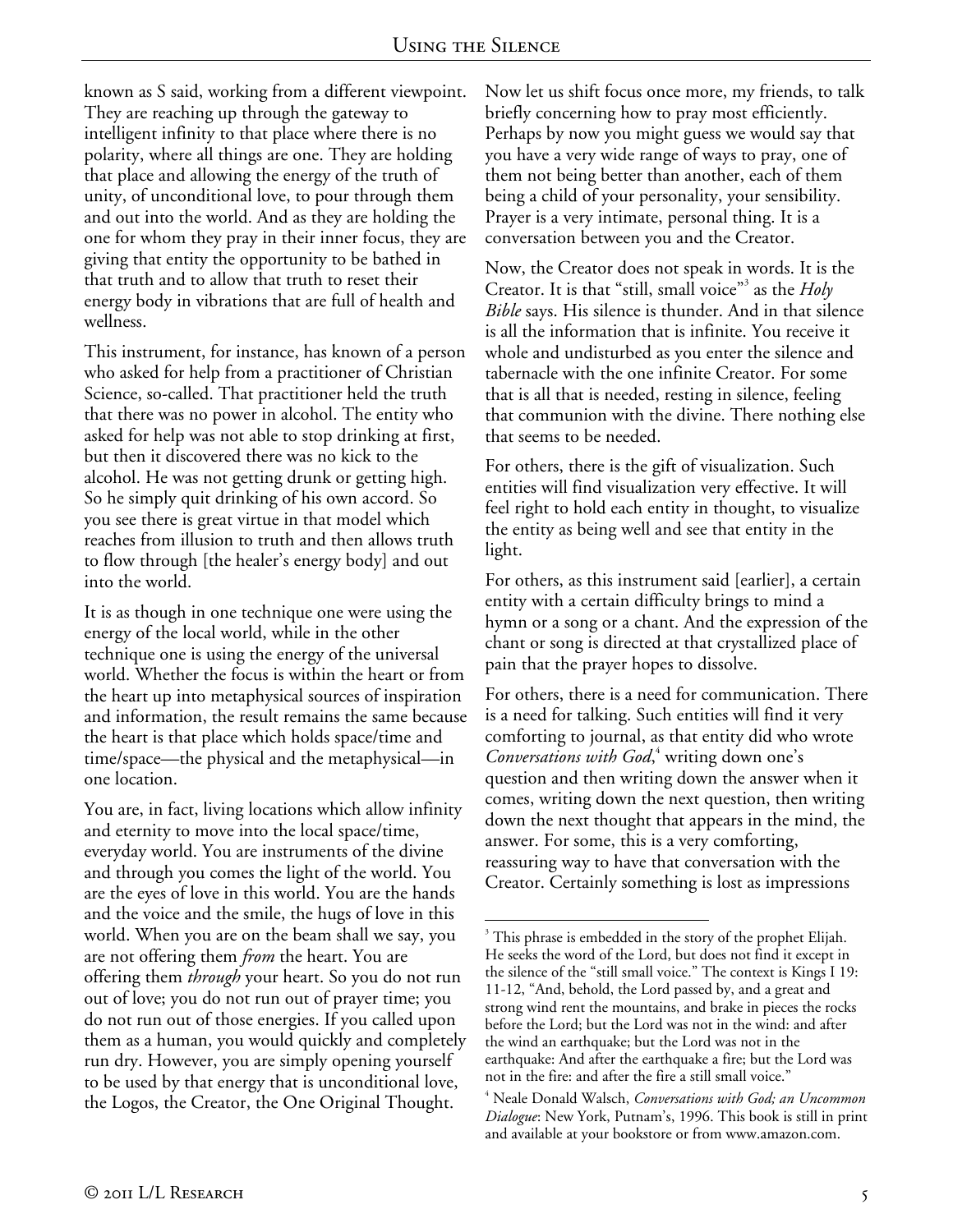known as S said, working from a different viewpoint. They are reaching up through the gateway to intelligent infinity to that place where there is no polarity, where all things are one. They are holding that place and allowing the energy of the truth of unity, of unconditional love, to pour through them and out into the world. And as they are holding the one for whom they pray in their inner focus, they are giving that entity the opportunity to be bathed in that truth and to allow that truth to reset their energy body in vibrations that are full of health and wellness.

This instrument, for instance, has known of a person who asked for help from a practitioner of Christian Science, so-called. That practitioner held the truth that there was no power in alcohol. The entity who asked for help was not able to stop drinking at first, but then it discovered there was no kick to the alcohol. He was not getting drunk or getting high. So he simply quit drinking of his own accord. So you see there is great virtue in that model which reaches from illusion to truth and then allows truth to flow through [the healer's energy body] and out into the world.

It is as though in one technique one were using the energy of the local world, while in the other technique one is using the energy of the universal world. Whether the focus is within the heart or from the heart up into metaphysical sources of inspiration and information, the result remains the same because the heart is that place which holds space/time and time/space—the physical and the metaphysical—in one location.

You are, in fact, living locations which allow infinity and eternity to move into the local space/time, everyday world. You are instruments of the divine and through you comes the light of the world. You are the eyes of love in this world. You are the hands and the voice and the smile, the hugs of love in this world. When you are on the beam shall we say, you are not offering them *from* the heart. You are offering them *through* your heart. So you do not run out of love; you do not run out of prayer time; you do not run out of those energies. If you called upon them as a human, you would quickly and completely run dry. However, you are simply opening yourself to be used by that energy that is unconditional love, the Logos, the Creator, the One Original Thought.

Now let us shift focus once more, my friends, to talk briefly concerning how to pray most efficiently. Perhaps by now you might guess we would say that you have a very wide range of ways to pray, one of them not being better than another, each of them being a child of your personality, your sensibility. Prayer is a very intimate, personal thing. It is a conversation between you and the Creator.

Now, the Creator does not speak in words. It is the Creator. It is that "still, small voice"[3] as the *Holy Bible* says. His silence is thunder. And in that silence is all the information that is infinite. You receive it whole and undisturbed as you enter the silence and tabernacle with the one infinite Creator. For some that is all that is needed, resting in silence, feeling that communion with the divine. There nothing else that seems to be needed.

For others, there is the gift of visualization. Such entities will find visualization very effective. It will feel right to hold each entity in thought, to visualize the entity as being well and see that entity in the light.

For others, as this instrument said [earlier], a certain entity with a certain difficulty brings to mind a hymn or a song or a chant. And the expression of the chant or song is directed at that crystallized place of pain that the prayer hopes to dissolve.

For others, there is a need for communication. There is a need for talking. Such entities will find it very comforting to journal, as that entity did who wrote *Conversations with God*,[4] writing down one's question and then writing down the answer when it comes, writing down the next question, then writing down the next thought that appears in the mind, the answer. For some, this is a very comforting, reassuring way to have that conversation with the Creator. Certainly something is lost as impressions

---

[3] This phrase is embedded in the story of the prophet Elijah. He seeks the word of the Lord, but does not find it except in the silence of the "still small voice." The context is Kings I 19: 11-12, "And, behold, the Lord passed by, and a great and strong wind rent the mountains, and brake in pieces the rocks before the Lord; but the Lord was not in the wind: and after the wind an earthquake; but the Lord was not in the earthquake: And after the earthquake a fire; but the Lord was not in the fire: and after the fire a still small voice."

[4] Neale Donald Walsch, *Conversations with God; an Uncommon Dialogue*: New York, Putnam's, 1996. This book is still in print and available at your bookstore or from www.amazon.com.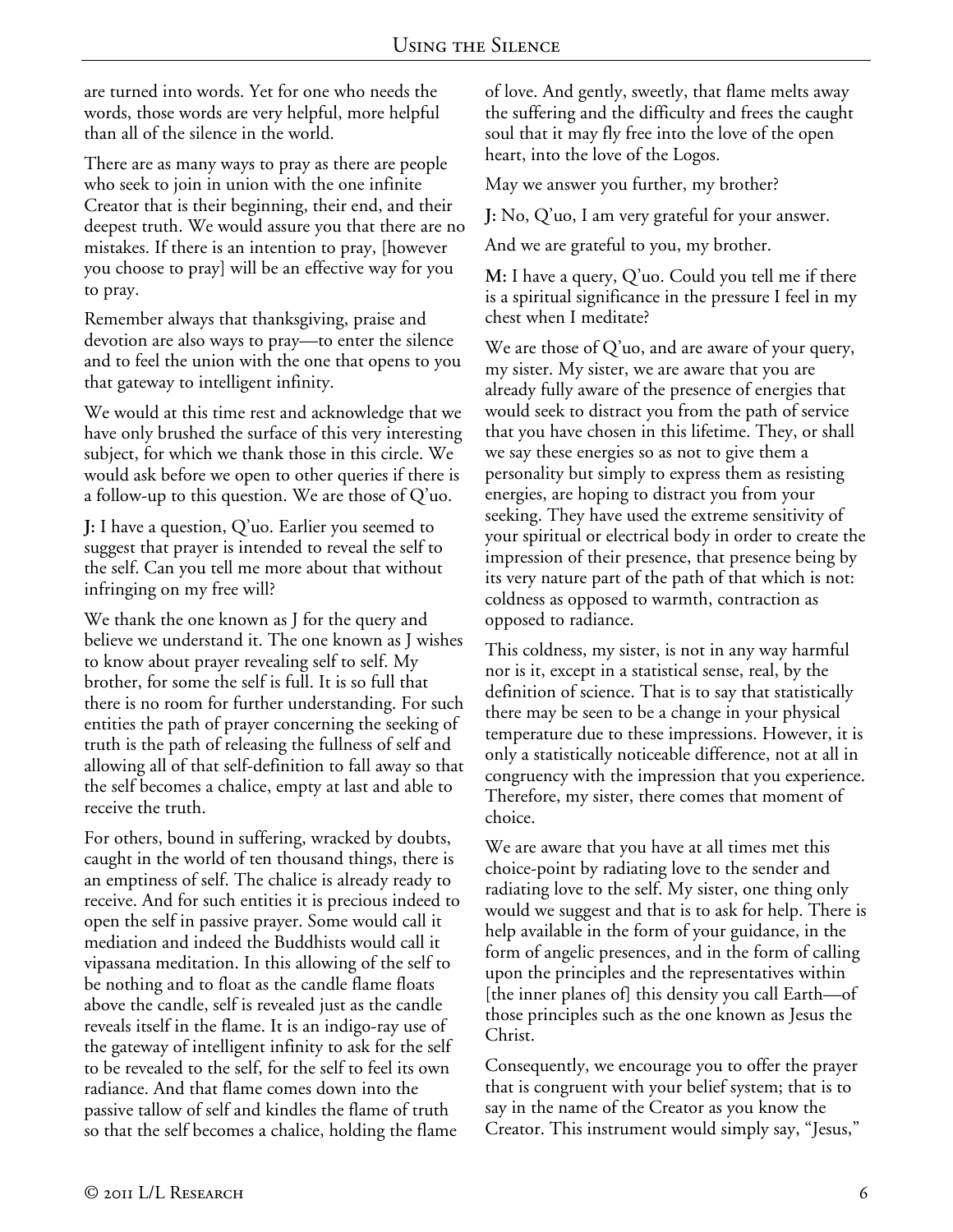are turned into words. Yet for one who needs the words, those words are very helpful, more helpful than all of the silence in the world.

There are as many ways to pray as there are people who seek to join in union with the one infinite Creator that is their beginning, their end, and their deepest truth. We would assure you that there are no mistakes. If there is an intention to pray, [however you choose to pray] will be an effective way for you to pray.

Remember always that thanksgiving, praise and devotion are also ways to pray—to enter the silence and to feel the union with the one that opens to you that gateway to intelligent infinity.

We would at this time rest and acknowledge that we have only brushed the surface of this very interesting subject, for which we thank those in this circle. We would ask before we open to other queries if there is a follow-up to this question. We are those of Q'uo.

**J:** I have a question, Q'uo. Earlier you seemed to suggest that prayer is intended to reveal the self to the self. Can you tell me more about that without infringing on my free will?

We thank the one known as J for the query and believe we understand it. The one known as J wishes to know about prayer revealing self to self. My brother, for some the self is full. It is so full that there is no room for further understanding. For such entities the path of prayer concerning the seeking of truth is the path of releasing the fullness of self and allowing all of that self-definition to fall away so that the self becomes a chalice, empty at last and able to receive the truth.

For others, bound in suffering, wracked by doubts, caught in the world of ten thousand things, there is an emptiness of self. The chalice is already ready to receive. And for such entities it is precious indeed to open the self in passive prayer. Some would call it mediation and indeed the Buddhists would call it vipassana meditation. In this allowing of the self to be nothing and to float as the candle flame floats above the candle, self is revealed just as the candle reveals itself in the flame. It is an indigo-ray use of the gateway of intelligent infinity to ask for the self to be revealed to the self, for the self to feel its own radiance. And that flame comes down into the passive tallow of self and kindles the flame of truth so that the self becomes a chalice, holding the flame of love. And gently, sweetly, that flame melts away the suffering and the difficulty and frees the caught soul that it may fly free into the love of the open heart, into the love of the Logos.

May we answer you further, my brother?

**J:** No, Q'uo, I am very grateful for your answer.

And we are grateful to you, my brother.

**M:** I have a query, Q'uo. Could you tell me if there is a spiritual significance in the pressure I feel in my chest when I meditate?

We are those of Q'uo, and are aware of your query, my sister. My sister, we are aware that you are already fully aware of the presence of energies that would seek to distract you from the path of service that you have chosen in this lifetime. They, or shall we say these energies so as not to give them a personality but simply to express them as resisting energies, are hoping to distract you from your seeking. They have used the extreme sensitivity of your spiritual or electrical body in order to create the impression of their presence, that presence being by its very nature part of the path of that which is not: coldness as opposed to warmth, contraction as opposed to radiance.

This coldness, my sister, is not in any way harmful nor is it, except in a statistical sense, real, by the definition of science. That is to say that statistically there may be seen to be a change in your physical temperature due to these impressions. However, it is only a statistically noticeable difference, not at all in congruency with the impression that you experience. Therefore, my sister, there comes that moment of choice.

We are aware that you have at all times met this choice-point by radiating love to the sender and radiating love to the self. My sister, one thing only would we suggest and that is to ask for help. There is help available in the form of your guidance, in the form of angelic presences, and in the form of calling upon the principles and the representatives within [the inner planes of] this density you call Earth—of those principles such as the one known as Jesus the Christ.

Consequently, we encourage you to offer the prayer that is congruent with your belief system; that is to say in the name of the Creator as you know the Creator. This instrument would simply say, "Jesus,"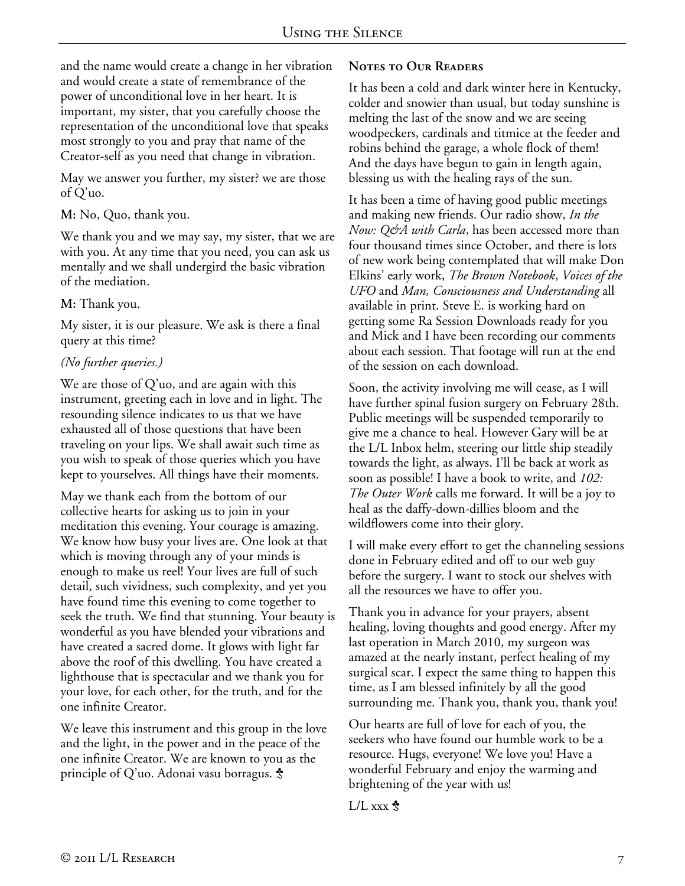and the name would create a change in her vibration and would create a state of remembrance of the power of unconditional love in her heart. It is important, my sister, that you carefully choose the representation of the unconditional love that speaks most strongly to you and pray that name of the Creator-self as you need that change in vibration.

May we answer you further, my sister? we are those of Q'uo.

**M:** No, Quo, thank you.

We thank you and we may say, my sister, that we are with you. At any time that you need, you can ask us mentally and we shall undergird the basic vibration of the mediation.

**M:** Thank you.

My sister, it is our pleasure. We ask is there a final query at this time?

*(No further queries.)*

We are those of Q'uo, and are again with this instrument, greeting each in love and in light. The resounding silence indicates to us that we have exhausted all of those questions that have been traveling on your lips. We shall await such time as you wish to speak of those queries which you have kept to yourselves. All things have their moments.

May we thank each from the bottom of our collective hearts for asking us to join in your meditation this evening. Your courage is amazing. We know how busy your lives are. One look at that which is moving through any of your minds is enough to make us reel! Your lives are full of such detail, such vividness, such complexity, and yet you have found time this evening to come together to seek the truth. We find that stunning. Your beauty is wonderful as you have blended your vibrations and have created a sacred dome. It glows with light far above the roof of this dwelling. You have created a lighthouse that is spectacular and we thank you for your love, for each other, for the truth, and for the one infinite Creator.

We leave this instrument and this group in the love and the light, in the power and in the peace of the one infinite Creator. We are known to you as the principle of Q'uo. Adonai vasu borragus. ♣

## Notes to Our Readers

It has been a cold and dark winter here in Kentucky, colder and snowier than usual, but today sunshine is melting the last of the snow and we are seeing woodpeckers, cardinals and titmice at the feeder and robins behind the garage, a whole flock of them! And the days have begun to gain in length again, blessing us with the healing rays of the sun.

It has been a time of having good public meetings and making new friends. Our radio show, *In the Now: Q&A with Carla*, has been accessed more than four thousand times since October, and there is lots of new work being contemplated that will make Don Elkins' early work, *The Brown Notebook*, *Voices of the UFO* and *Man, Consciousness and Understanding* all available in print. Steve E. is working hard on getting some Ra Session Downloads ready for you and Mick and I have been recording our comments about each session. That footage will run at the end of the session on each download.

Soon, the activity involving me will cease, as I will have further spinal fusion surgery on February 28th. Public meetings will be suspended temporarily to give me a chance to heal. However Gary will be at the L/L Inbox helm, steering our little ship steadily towards the light, as always. I'll be back at work as soon as possible! I have a book to write, and *102: The Outer Work* calls me forward. It will be a joy to heal as the daffy-down-dillies bloom and the wildflowers come into their glory.

I will make every effort to get the channeling sessions done in February edited and off to our web guy before the surgery. I want to stock our shelves with all the resources we have to offer you.

Thank you in advance for your prayers, absent healing, loving thoughts and good energy. After my last operation in March 2010, my surgeon was amazed at the nearly instant, perfect healing of my surgical scar. I expect the same thing to happen this time, as I am blessed infinitely by all the good surrounding me. Thank you, thank you, thank you!

Our hearts are full of love for each of you, the seekers who have found our humble work to be a resource. Hugs, everyone! We love you! Have a wonderful February and enjoy the warming and brightening of the year with us!

L/L xxx ♣